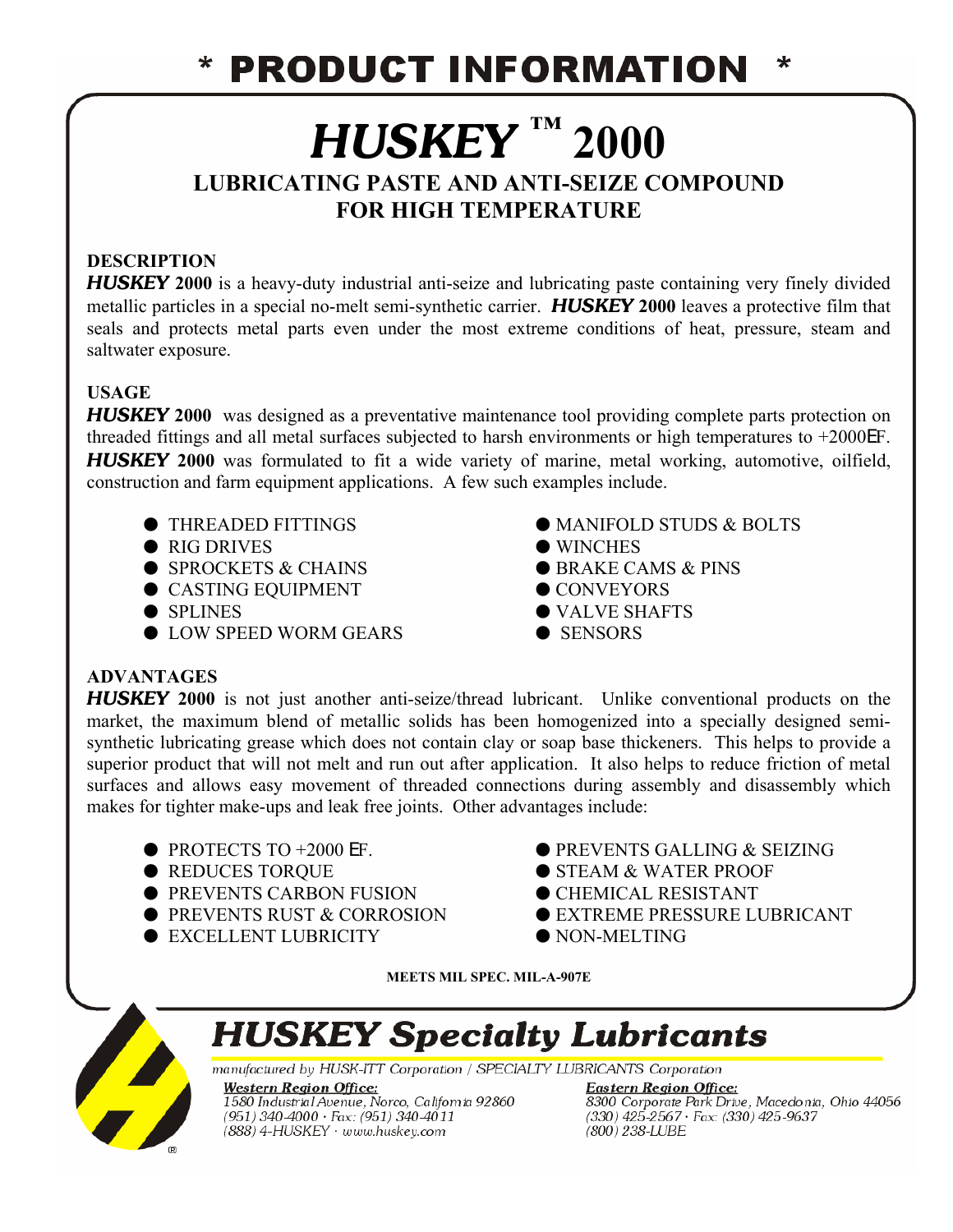# * PRODUCT INFORMATION *

# *HUSKEY* ™ 2000

## LUBRICATING PASTE AND ANTI-SEIZE COMPOUND FOR HIGH TEMPERATURE

### DESCRIPTION

***HUSKEY* 2000** is a heavy-duty industrial anti-seize and lubricating paste containing very finely divided metallic particles in a special no-melt semi-synthetic carrier. ***HUSKEY* 2000** leaves a protective film that seals and protects metal parts even under the most extreme conditions of heat, pressure, steam and saltwater exposure.

### USAGE

***HUSKEY* 2000** was designed as a preventative maintenance tool providing complete parts protection on threaded fittings and all metal surfaces subjected to harsh environments or high temperatures to +2000ΕF. ***HUSKEY* 2000** was formulated to fit a wide variety of marine, metal working, automotive, oilfield, construction and farm equipment applications. A few such examples include.

- THREADED FITTINGS
- RIG DRIVES
- SPROCKETS & CHAINS
- CASTING EQUIPMENT
- SPLINES
- LOW SPEED WORM GEARS
- MANIFOLD STUDS & BOLTS
- WINCHES
- BRAKE CAMS & PINS
- CONVEYORS
- VALVE SHAFTS
- SENSORS

### ADVANTAGES

***HUSKEY* 2000** is not just another anti-seize/thread lubricant. Unlike conventional products on the market, the maximum blend of metallic solids has been homogenized into a specially designed semi-synthetic lubricating grease which does not contain clay or soap base thickeners. This helps to provide a superior product that will not melt and run out after application. It also helps to reduce friction of metal surfaces and allows easy movement of threaded connections during assembly and disassembly which makes for tighter make-ups and leak free joints. Other advantages include:

- PROTECTS TO +2000 ΕF.
- REDUCES TORQUE
- PREVENTS CARBON FUSION
- PREVENTS RUST & CORROSION
- EXCELLENT LUBRICITY
- PREVENTS GALLING & SEIZING
- STEAM & WATER PROOF
- CHEMICAL RESISTANT
- EXTREME PRESSURE LUBRICANT
- NON-MELTING

**MEETS MIL SPEC. MIL-A-907E**

## HUSKEY Specialty Lubricants

*manufactured by HUSK-ITT Corporation / SPECIALTY LUBRICANTS Corporation*

***Western Region Office:***
*1580 Industrial Avenue, Norco, California 92860*
*(951) 340-4000 · Fax: (951) 340-4011*
*(888) 4-HUSKEY · www.huskey.com*

***Eastern Region Office:***
*8300 Corporate Park Drive, Macedonia, Ohio 44056*
*(330) 425-2567 · Fax: (330) 425-9637*
*(800) 238-LUBE*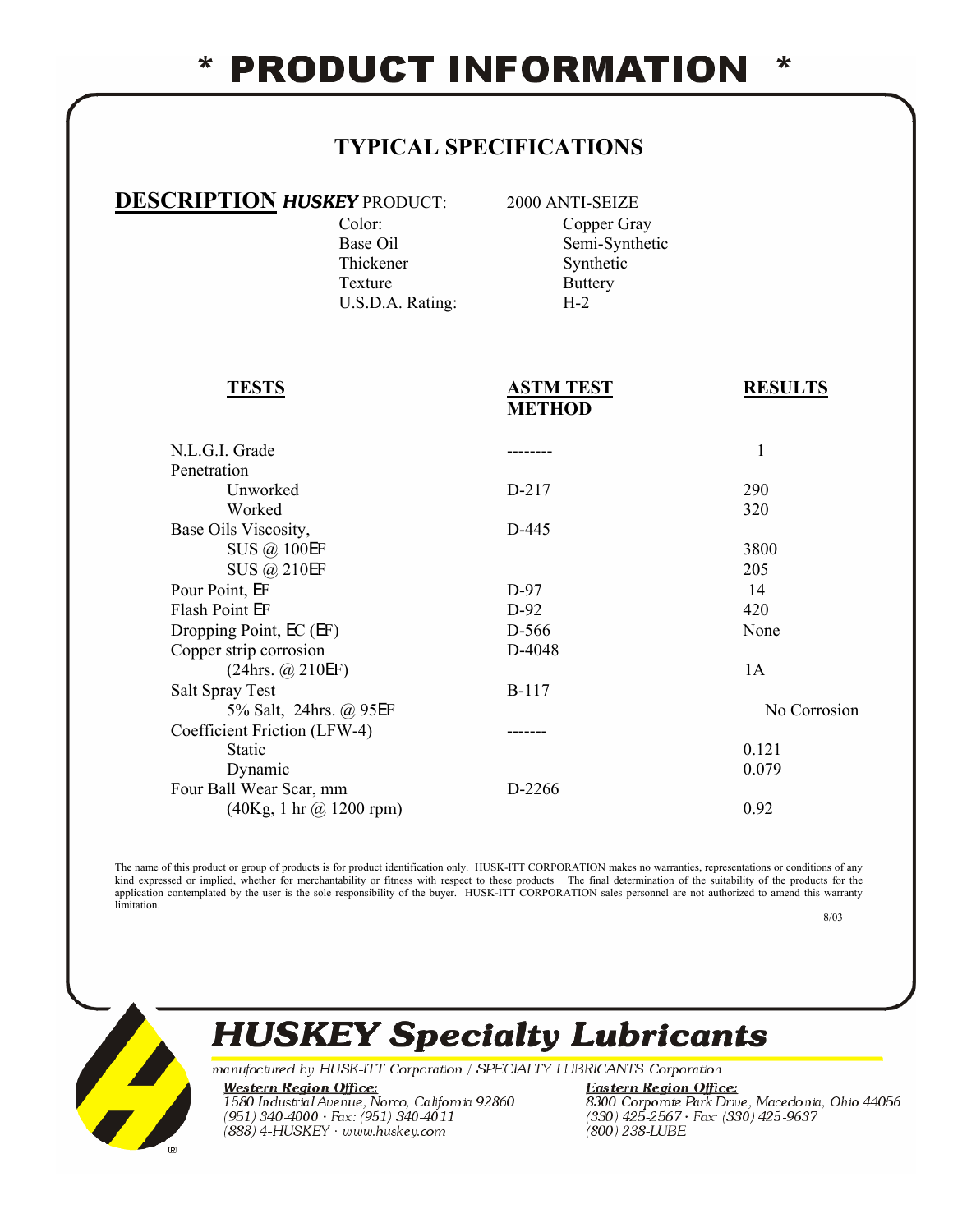# * PRODUCT INFORMATION *

## TYPICAL SPECIFICATIONS

**DESCRIPTION** ***HUSKEY*** PRODUCT: 2000 ANTI-SEIZE

| | |
|---|---|
| Color: | Copper Gray |
| Base Oil | Semi-Synthetic |
| Thickener | Synthetic |
| Texture | Buttery |
| U.S.D.A. Rating: | H-2 |

| TESTS | ASTM TEST METHOD | RESULTS |
|---|---|---|
| N.L.G.I. Grade | -------- | 1 |
| Penetration | | |
| Unworked | D-217 | 290 |
| Worked | | 320 |
| Base Oils Viscosity, | D-445 | |
| SUS @ 100EF | | 3800 |
| SUS @ 210EF | | 205 |
| Pour Point, EF | D-97 | 14 |
| Flash Point EF | D-92 | 420 |
| Dropping Point, EC (EF) | D-566 | None |
| Copper strip corrosion | D-4048 | |
| (24hrs. @ 210EF) | | 1A |
| Salt Spray Test | B-117 | |
| 5% Salt, 24hrs. @ 95EF | | No Corrosion |
| Coefficient Friction (LFW-4) | ------- | |
| Static | | 0.121 |
| Dynamic | | 0.079 |
| Four Ball Wear Scar, mm | D-2266 | |
| (40Kg, 1 hr @ 1200 rpm) | | 0.92 |

The name of this product or group of products is for product identification only. HUSK-ITT CORPORATION makes no warranties, representations or conditions of any kind expressed or implied, whether for merchantability or fitness with respect to these products The final determination of the suitability of the products for the application contemplated by the user is the sole responsibility of the buyer. HUSK-ITT CORPORATION sales personnel are not authorized to amend this warranty limitation.

8/03

## HUSKEY Specialty Lubricants

*manufactured by HUSK-ITT Corporation / SPECIALTY LUBRICANTS Corporation*

***Western Region Office:***
*1580 Industrial Avenue, Norco, California 92860*
*(951) 340-4000 · Fax: (951) 340-4011*
*(888) 4-HUSKEY · www.huskey.com*

***Eastern Region Office:***
*8300 Corporate Park Drive, Macedonia, Ohio 44056*
*(330) 425-2567 · Fax: (330) 425-9637*
*(800) 238-LUBE*